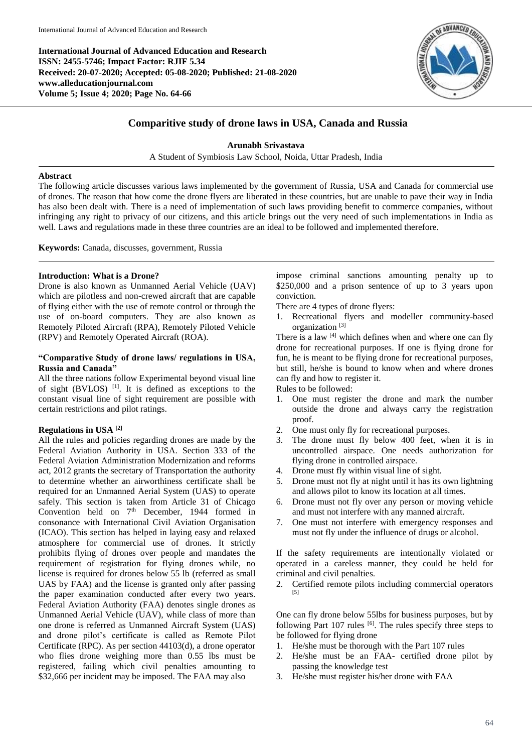**International Journal of Advanced Education and Research**
**ISSN: 2455-5746; Impact Factor: RJIF 5.34**
**Received: 20-07-2020; Accepted: 05-08-2020; Published: 21-08-2020**
**www.alleducationjournal.com**
**Volume 5; Issue 4; 2020; Page No. 64-66**

# Comparitive study of drone laws in USA, Canada and Russia

**Arunabh Srivastava**

A Student of Symbiosis Law School, Noida, Uttar Pradesh, India

## Abstract

The following article discusses various laws implemented by the government of Russia, USA and Canada for commercial use of drones. The reason that how come the drone flyers are liberated in these countries, but are unable to pave their way in India has also been dealt with. There is a need of implementation of such laws providing benefit to commerce companies, without infringing any right to privacy of our citizens, and this article brings out the very need of such implementations in India as well. Laws and regulations made in these three countries are an ideal to be followed and implemented therefore.

**Keywords:** Canada, discusses, government, Russia

## Introduction: What is a Drone?

Drone is also known as Unmanned Aerial Vehicle (UAV) which are pilotless and non-crewed aircraft that are capable of flying either with the use of remote control or through the use of on-board computers. They are also known as Remotely Piloted Aircraft (RPA), Remotely Piloted Vehicle (RPV) and Remotely Operated Aircraft (ROA).

### "Comparative Study of drone laws/ regulations in USA, Russia and Canada"

All the three nations follow Experimental beyond visual line of sight (BVLOS) [1]. It is defined as exceptions to the constant visual line of sight requirement are possible with certain restrictions and pilot ratings.

### Regulations in USA [2]

All the rules and policies regarding drones are made by the Federal Aviation Authority in USA. Section 333 of the Federal Aviation Administration Modernization and reforms act, 2012 grants the secretary of Transportation the authority to determine whether an airworthiness certificate shall be required for an Unmanned Aerial System (UAS) to operate safely. This section is taken from Article 31 of Chicago Convention held on 7th December, 1944 formed in consonance with International Civil Aviation Organisation (ICAO). This section has helped in laying easy and relaxed atmosphere for commercial use of drones. It strictly prohibits flying of drones over people and mandates the requirement of registration for flying drones while, no license is required for drones below 55 lb (referred as small UAS by FAA) and the license is granted only after passing the paper examination conducted after every two years. Federal Aviation Authority (FAA) denotes single drones as Unmanned Aerial Vehicle (UAV), while class of more than one drone is referred as Unmanned Aircraft System (UAS) and drone pilot's certificate is called as Remote Pilot Certificate (RPC). As per section 44103(d), a drone operator who flies drone weighing more than 0.55 lbs must be registered, failing which civil penalties amounting to $32,666 per incident may be imposed. The FAA may also impose criminal sanctions amounting penalty up to $250,000 and a prison sentence of up to 3 years upon conviction.

There are 4 types of drone flyers:

1. Recreational flyers and modeller community-based organization [3]

There is a law [4] which defines when and where one can fly drone for recreational purposes. If one is flying drone for fun, he is meant to be flying drone for recreational purposes, but still, he/she is bound to know when and where drones can fly and how to register it.

Rules to be followed:

1. One must register the drone and mark the number outside the drone and always carry the registration proof.
2. One must only fly for recreational purposes.
3. The drone must fly below 400 feet, when it is in uncontrolled airspace. One needs authorization for flying drone in controlled airspace.
4. Drone must fly within visual line of sight.
5. Drone must not fly at night until it has its own lightning and allows pilot to know its location at all times.
6. Drone must not fly over any person or moving vehicle and must not interfere with any manned aircraft.
7. One must not interfere with emergency responses and must not fly under the influence of drugs or alcohol.

If the safety requirements are intentionally violated or operated in a careless manner, they could be held for criminal and civil penalties.

2. Certified remote pilots including commercial operators [5]

One can fly drone below 55lbs for business purposes, but by following Part 107 rules [6]. The rules specify three steps to be followed for flying drone

1. He/she must be thorough with the Part 107 rules
2. He/she must be an FAA- certified drone pilot by passing the knowledge test
3. He/she must register his/her drone with FAA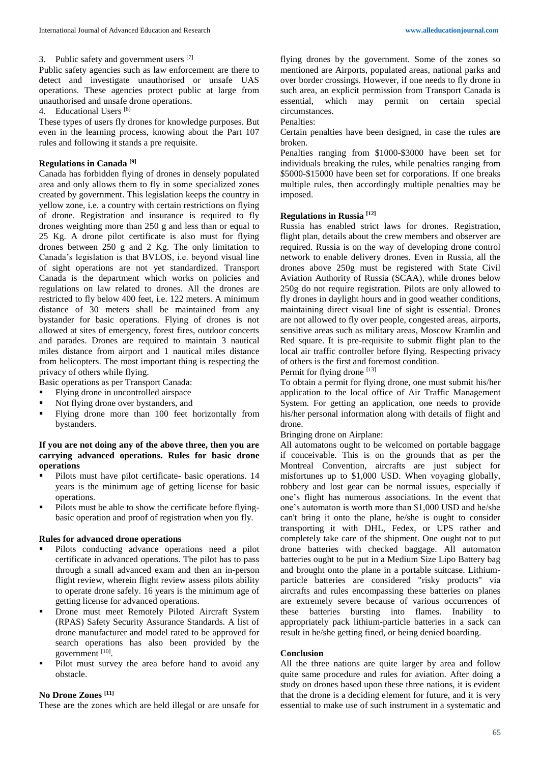3. Public safety and government users [7]

Public safety agencies such as law enforcement are there to detect and investigate unauthorised or unsafe UAS operations. These agencies protect public at large from unauthorised and unsafe drone operations.

4. Educational Users [8]

These types of users fly drones for knowledge purposes. But even in the learning process, knowing about the Part 107 rules and following it stands a pre requisite.

### Regulations in Canada [9]

Canada has forbidden flying of drones in densely populated area and only allows them to fly in some specialized zones created by government. This legislation keeps the country in yellow zone, i.e. a country with certain restrictions on flying of drone. Registration and insurance is required to fly drones weighting more than 250 g and less than or equal to 25 Kg. A drone pilot certificate is also must for flying drones between 250 g and 2 Kg. The only limitation to Canada's legislation is that BVLOS, i.e. beyond visual line of sight operations are not yet standardized. Transport Canada is the department which works on policies and regulations on law related to drones. All the drones are restricted to fly below 400 feet, i.e. 122 meters. A minimum distance of 30 meters shall be maintained from any bystander for basic operations. Flying of drones is not allowed at sites of emergency, forest fires, outdoor concerts and parades. Drones are required to maintain 3 nautical miles distance from airport and 1 nautical miles distance from helicopters. The most important thing is respecting the privacy of others while flying.

Basic operations as per Transport Canada:

- Flying drone in uncontrolled airspace
- Not flying drone over bystanders, and
- Flying drone more than 100 feet horizontally from bystanders.

**If you are not doing any of the above three, then you are carrying advanced operations. Rules for basic drone operations**

- Pilots must have pilot certificate- basic operations. 14 years is the minimum age of getting license for basic operations.
- Pilots must be able to show the certificate before flying-basic operation and proof of registration when you fly.

### Rules for advanced drone operations

- Pilots conducting advance operations need a pilot certificate in advanced operations. The pilot has to pass through a small advanced exam and then an in-person flight review, wherein flight review assess pilots ability to operate drone safely. 16 years is the minimum age of getting license for advanced operations.
- Drone must meet Remotely Piloted Aircraft System (RPAS) Safety Security Assurance Standards. A list of drone manufacturer and model rated to be approved for search operations has also been provided by the government [10].
- Pilot must survey the area before hand to avoid any obstacle.

### No Drone Zones [11]

These are the zones which are held illegal or are unsafe for flying drones by the government. Some of the zones so mentioned are Airports, populated areas, national parks and over border crossings. However, if one needs to fly drone in such area, an explicit permission from Transport Canada is essential, which may permit on certain special circumstances.

Penalties:

Certain penalties have been designed, in case the rules are broken.

Penalties ranging from \$1000-\$3000 have been set for individuals breaking the rules, while penalties ranging from \$5000-\$15000 have been set for corporations. If one breaks multiple rules, then accordingly multiple penalties may be imposed.

### Regulations in Russia [12]

Russia has enabled strict laws for drones. Registration, flight plan, details about the crew members and observer are required. Russia is on the way of developing drone control network to enable delivery drones. Even in Russia, all the drones above 250g must be registered with State Civil Aviation Authority of Russia (SCAA), while drones below 250g do not require registration. Pilots are only allowed to fly drones in daylight hours and in good weather conditions, maintaining direct visual line of sight is essential. Drones are not allowed to fly over people, congested areas, airports, sensitive areas such as military areas, Moscow Kramlin and Red square. It is pre-requisite to submit flight plan to the local air traffic controller before flying. Respecting privacy of others is the first and foremost condition.

Permit for flying drone [13]

To obtain a permit for flying drone, one must submit his/her application to the local office of Air Traffic Management System. For getting an application, one needs to provide his/her personal information along with details of flight and drone.

Bringing drone on Airplane:

All automatons ought to be welcomed on portable baggage if conceivable. This is on the grounds that as per the Montreal Convention, aircrafts are just subject for misfortunes up to \$1,000 USD. When voyaging globally, robbery and lost gear can be normal issues, especially if one's flight has numerous associations. In the event that one's automaton is worth more than \$1,000 USD and he/she can't bring it onto the plane, he/she is ought to consider transporting it with DHL, Fedex, or UPS rather and completely take care of the shipment. One ought not to put drone batteries with checked baggage. All automaton batteries ought to be put in a Medium Size Lipo Battery bag and brought onto the plane in a portable suitcase. Lithium-particle batteries are considered "risky products" via aircrafts and rules encompassing these batteries on planes are extremely severe because of various occurrences of these batteries bursting into flames. Inability to appropriately pack lithium-particle batteries in a sack can result in he/she getting fined, or being denied boarding.

### Conclusion

All the three nations are quite larger by area and follow quite same procedure and rules for aviation. After doing a study on drones based upon these three nations, it is evident that the drone is a deciding element for future, and it is very essential to make use of such instrument in a systematic and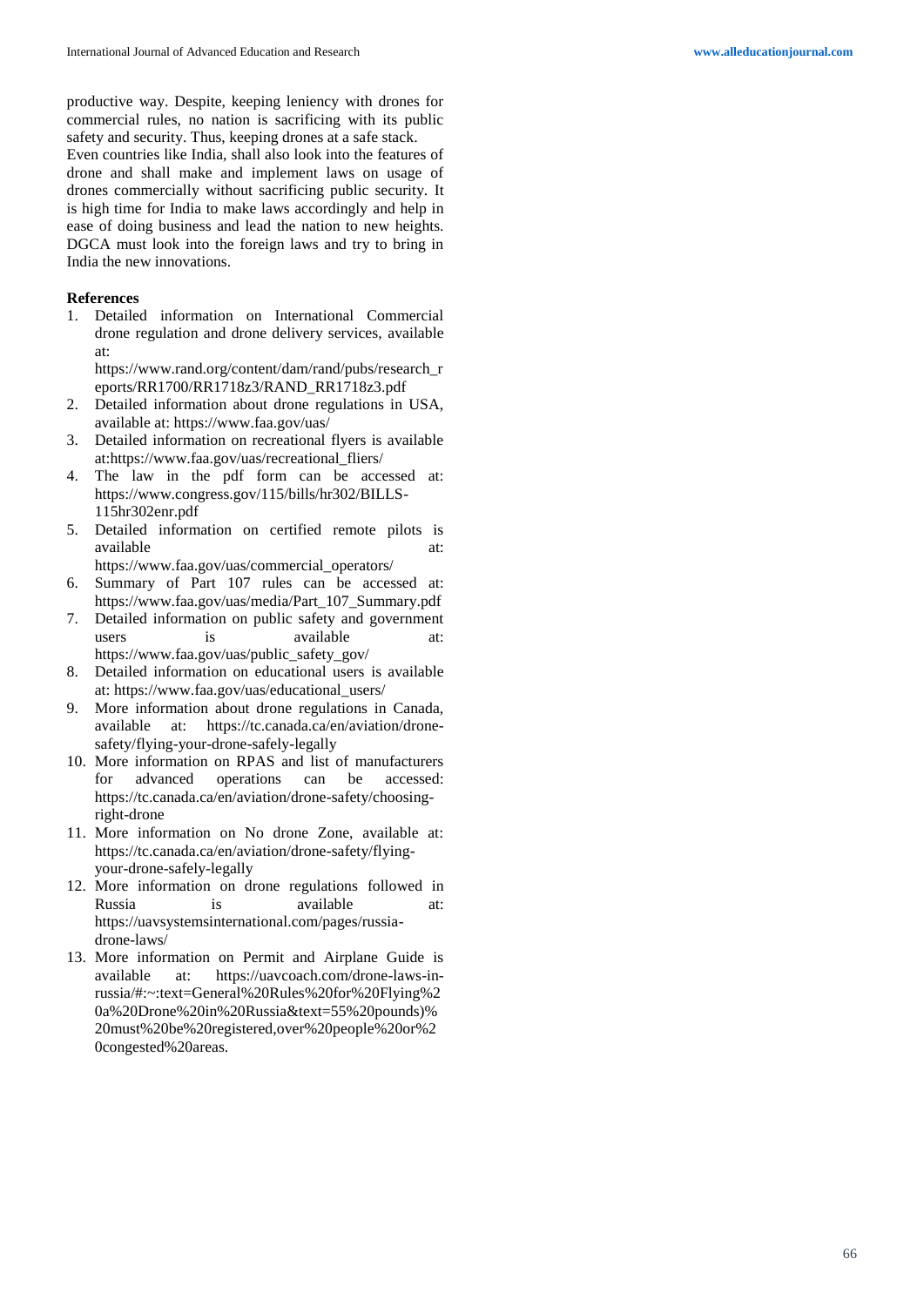productive way. Despite, keeping leniency with drones for commercial rules, no nation is sacrificing with its public safety and security. Thus, keeping drones at a safe stack.

Even countries like India, shall also look into the features of drone and shall make and implement laws on usage of drones commercially without sacrificing public security. It is high time for India to make laws accordingly and help in ease of doing business and lead the nation to new heights. DGCA must look into the foreign laws and try to bring in India the new innovations.

## References

1. Detailed information on International Commercial drone regulation and drone delivery services, available at: https://www.rand.org/content/dam/rand/pubs/research_reports/RR1700/RR1718z3/RAND_RR1718z3.pdf
2. Detailed information about drone regulations in USA, available at: https://www.faa.gov/uas/
3. Detailed information on recreational flyers is available at:https://www.faa.gov/uas/recreational_fliers/
4. The law in the pdf form can be accessed at: https://www.congress.gov/115/bills/hr302/BILLS-115hr302enr.pdf
5. Detailed information on certified remote pilots is available at: https://www.faa.gov/uas/commercial_operators/
6. Summary of Part 107 rules can be accessed at: https://www.faa.gov/uas/media/Part_107_Summary.pdf
7. Detailed information on public safety and government users is available at: https://www.faa.gov/uas/public_safety_gov/
8. Detailed information on educational users is available at: https://www.faa.gov/uas/educational_users/
9. More information about drone regulations in Canada, available at: https://tc.canada.ca/en/aviation/drone-safety/flying-your-drone-safely-legally
10. More information on RPAS and list of manufacturers for advanced operations can be accessed: https://tc.canada.ca/en/aviation/drone-safety/choosing-right-drone
11. More information on No drone Zone, available at: https://tc.canada.ca/en/aviation/drone-safety/flying-your-drone-safely-legally
12. More information on drone regulations followed in Russia is available at: https://uavsystemsinternational.com/pages/russia-drone-laws/
13. More information on Permit and Airplane Guide is available at: https://uavcoach.com/drone-laws-in-russia/#:~:text=General%20Rules%20for%20Flying%20a%20Drone%20in%20Russia&text=55%20pounds)%20must%20be%20registered,over%20people%20or%20congested%20areas.